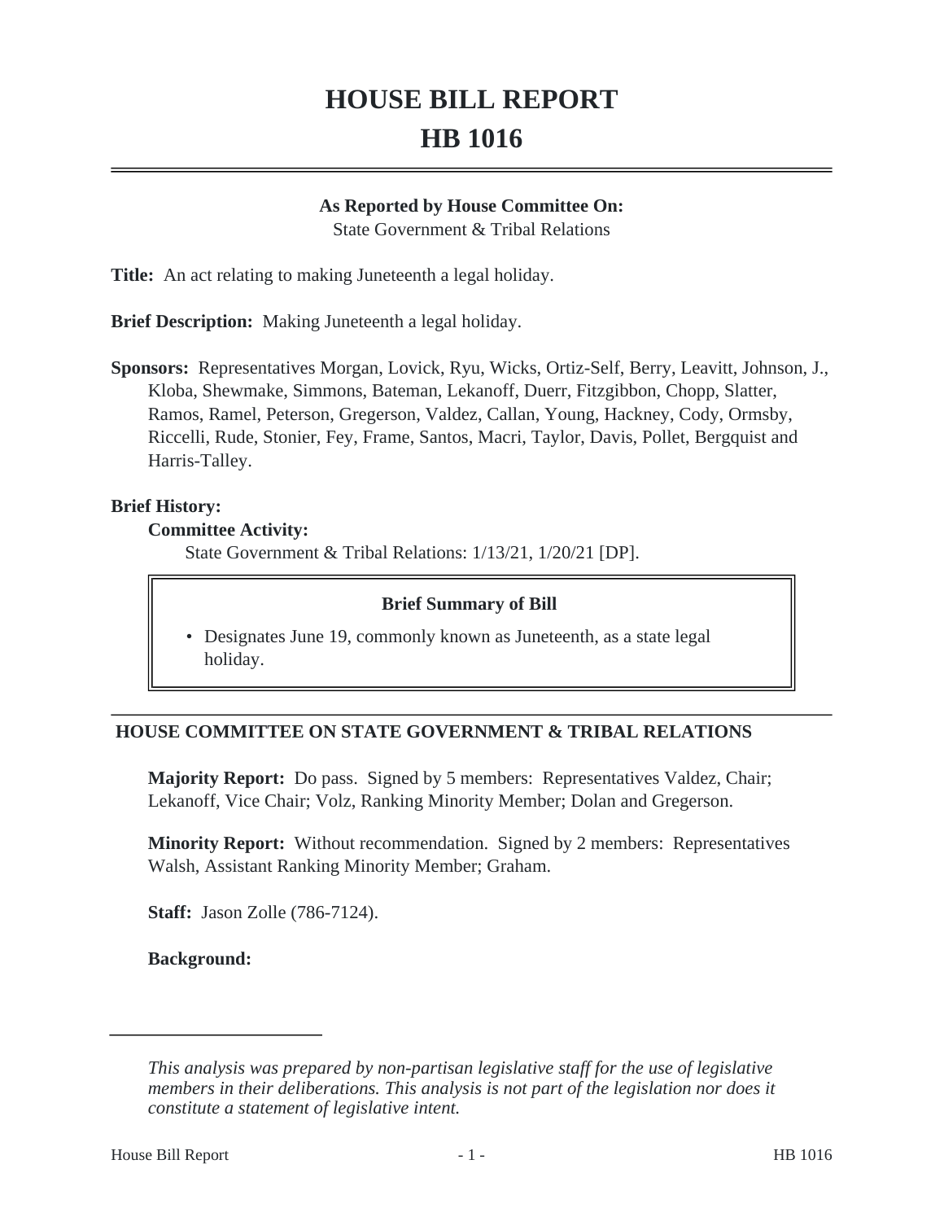# HOUSE BILL REPORT
# HB 1016

**As Reported by House Committee On:**
State Government & Tribal Relations

**Title:** An act relating to making Juneteenth a legal holiday.

**Brief Description:** Making Juneteenth a legal holiday.

**Sponsors:** Representatives Morgan, Lovick, Ryu, Wicks, Ortiz-Self, Berry, Leavitt, Johnson, J., Kloba, Shewmake, Simmons, Bateman, Lekanoff, Duerr, Fitzgibbon, Chopp, Slatter, Ramos, Ramel, Peterson, Gregerson, Valdez, Callan, Young, Hackney, Cody, Ormsby, Riccelli, Rude, Stonier, Fey, Frame, Santos, Macri, Taylor, Davis, Pollet, Bergquist and Harris-Talley.

**Brief History:**

**Committee Activity:**

State Government & Tribal Relations: 1/13/21, 1/20/21 [DP].

**Brief Summary of Bill**

- Designates June 19, commonly known as Juneteenth, as a state legal holiday.

## HOUSE COMMITTEE ON STATE GOVERNMENT & TRIBAL RELATIONS

**Majority Report:** Do pass. Signed by 5 members: Representatives Valdez, Chair; Lekanoff, Vice Chair; Volz, Ranking Minority Member; Dolan and Gregerson.

**Minority Report:** Without recommendation. Signed by 2 members: Representatives Walsh, Assistant Ranking Minority Member; Graham.

**Staff:** Jason Zolle (786-7124).

**Background:**

*This analysis was prepared by non-partisan legislative staff for the use of legislative members in their deliberations. This analysis is not part of the legislation nor does it constitute a statement of legislative intent.*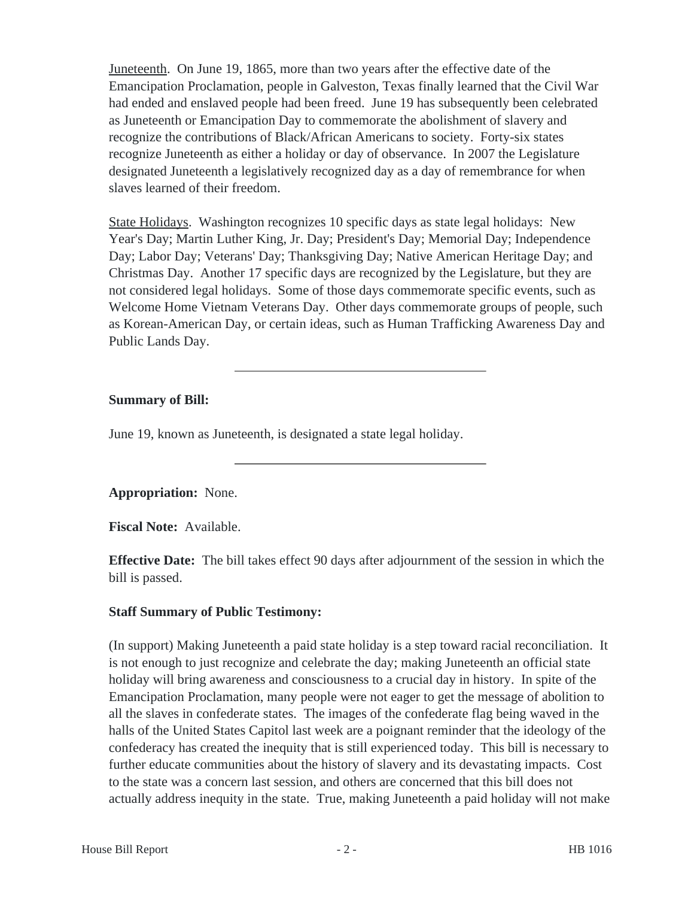Juneteenth. On June 19, 1865, more than two years after the effective date of the Emancipation Proclamation, people in Galveston, Texas finally learned that the Civil War had ended and enslaved people had been freed. June 19 has subsequently been celebrated as Juneteenth or Emancipation Day to commemorate the abolishment of slavery and recognize the contributions of Black/African Americans to society. Forty-six states recognize Juneteenth as either a holiday or day of observance. In 2007 the Legislature designated Juneteenth a legislatively recognized day as a day of remembrance for when slaves learned of their freedom.

State Holidays. Washington recognizes 10 specific days as state legal holidays: New Year's Day; Martin Luther King, Jr. Day; President's Day; Memorial Day; Independence Day; Labor Day; Veterans' Day; Thanksgiving Day; Native American Heritage Day; and Christmas Day. Another 17 specific days are recognized by the Legislature, but they are not considered legal holidays. Some of those days commemorate specific events, such as Welcome Home Vietnam Veterans Day. Other days commemorate groups of people, such as Korean-American Day, or certain ideas, such as Human Trafficking Awareness Day and Public Lands Day.

---

**Summary of Bill:**

June 19, known as Juneteenth, is designated a state legal holiday.

---

**Appropriation:** None.

**Fiscal Note:** Available.

**Effective Date:** The bill takes effect 90 days after adjournment of the session in which the bill is passed.

**Staff Summary of Public Testimony:**

(In support) Making Juneteenth a paid state holiday is a step toward racial reconciliation. It is not enough to just recognize and celebrate the day; making Juneteenth an official state holiday will bring awareness and consciousness to a crucial day in history. In spite of the Emancipation Proclamation, many people were not eager to get the message of abolition to all the slaves in confederate states. The images of the confederate flag being waved in the halls of the United States Capitol last week are a poignant reminder that the ideology of the confederacy has created the inequity that is still experienced today. This bill is necessary to further educate communities about the history of slavery and its devastating impacts. Cost to the state was a concern last session, and others are concerned that this bill does not actually address inequity in the state. True, making Juneteenth a paid holiday will not make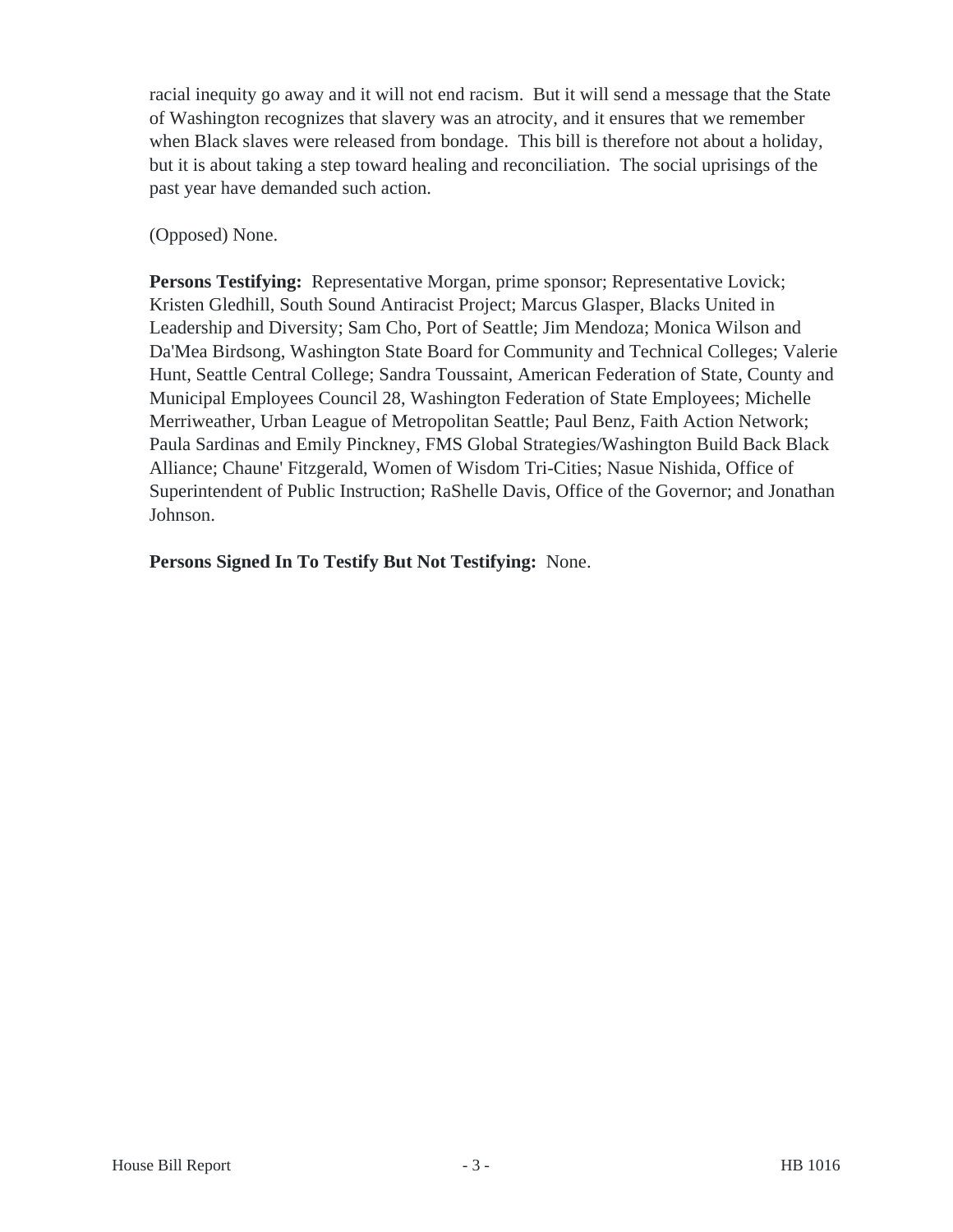racial inequity go away and it will not end racism. But it will send a message that the State of Washington recognizes that slavery was an atrocity, and it ensures that we remember when Black slaves were released from bondage. This bill is therefore not about a holiday, but it is about taking a step toward healing and reconciliation. The social uprisings of the past year have demanded such action.

(Opposed) None.

**Persons Testifying:** Representative Morgan, prime sponsor; Representative Lovick; Kristen Gledhill, South Sound Antiracist Project; Marcus Glasper, Blacks United in Leadership and Diversity; Sam Cho, Port of Seattle; Jim Mendoza; Monica Wilson and Da'Mea Birdsong, Washington State Board for Community and Technical Colleges; Valerie Hunt, Seattle Central College; Sandra Toussaint, American Federation of State, County and Municipal Employees Council 28, Washington Federation of State Employees; Michelle Merriweather, Urban League of Metropolitan Seattle; Paul Benz, Faith Action Network; Paula Sardinas and Emily Pinckney, FMS Global Strategies/Washington Build Back Black Alliance; Chaune' Fitzgerald, Women of Wisdom Tri-Cities; Nasue Nishida, Office of Superintendent of Public Instruction; RaShelle Davis, Office of the Governor; and Jonathan Johnson.

**Persons Signed In To Testify But Not Testifying:** None.